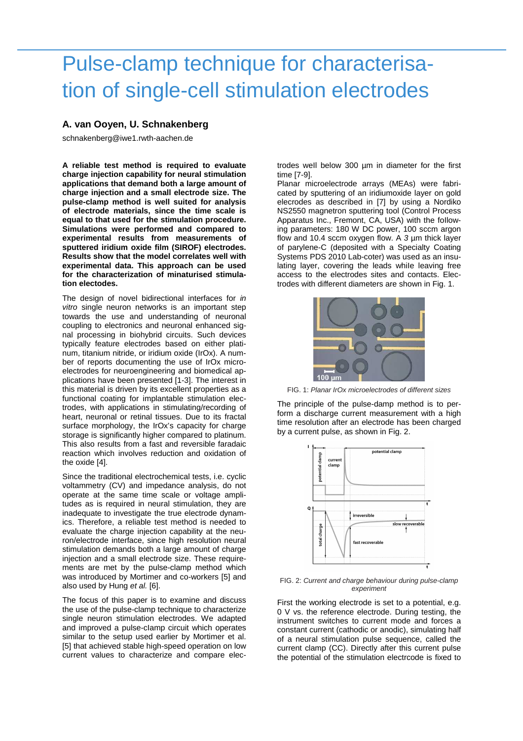# Pulse-clamp technique for characterisation of single-cell stimulation electrodes

**A. van Ooyen, U. Schnakenberg**

schnakenberg@iwe1.rwth-aachen.de

**A reliable test method is required to evaluate charge injection capability for neural stimulation applications that demand both a large amount of charge injection and a small electrode size. The pulse-clamp method is well suited for analysis of electrode materials, since the time scale is equal to that used for the stimulation procedure. Simulations were performed and compared to experimental results from measurements of sputtered iridium oxide film (SIROF) electrodes. Results show that the model correlates well with experimental data. This approach can be used for the characterization of minaturised stimulation electodes.**

The design of novel bidirectional interfaces for *in vitro* single neuron networks is an important step towards the use and understanding of neuronal coupling to electronics and neuronal enhanced signal processing in biohybrid circuits. Such devices typically feature electrodes based on either platinum, titanium nitride, or iridium oxide (IrOx). A number of reports documenting the use of IrOx microelectrodes for neuroengineering and biomedical applications have been presented [1-3]. The interest in this material is driven by its excellent properties as a functional coating for implantable stimulation electrodes, with applications in stimulating/recording of heart, neuronal or retinal tissues. Due to its fractal surface morphology, the IrOx's capacity for charge storage is significantly higher compared to platinum. This also results from a fast and reversible faradaic reaction which involves reduction and oxidation of the oxide [4].

Since the traditional electrochemical tests, i.e. cyclic voltammetry (CV) and impedance analysis, do not operate at the same time scale or voltage amplitudes as is required in neural stimulation, they are inadequate to investigate the true electrode dynamics. Therefore, a reliable test method is needed to evaluate the charge injection capability at the neuron/electrode interface, since high resolution neural stimulation demands both a large amount of charge injection and a small electrode size. These requirements are met by the pulse-clamp method which was introduced by Mortimer and co-workers [5] and also used by Hung *et al.* [6].

The focus of this paper is to examine and discuss the use of the pulse-clamp technique to characterize single neuron stimulation electrodes. We adapted and improved a pulse-clamp circuit which operates similar to the setup used earlier by Mortimer et al. [5] that achieved stable high-speed operation on low current values to characterize and compare electrodes well below 300 µm in diameter for the first time [7-9].

Planar microelectrode arrays (MEAs) were fabricated by sputtering of an iridiumoxide layer on gold elecrodes as described in [7] by using a Nordiko NS2550 magnetron sputtering tool (Control Process Apparatus Inc., Fremont, CA, USA) with the following parameters: 180 W DC power, 100 sccm argon flow and 10.4 sccm oxygen flow. A *3* µm thick layer of parylene-C (deposited with a Specialty Coating Systems PDS 2010 Lab-coter) was used as an insulating layer, covering the leads while leaving free access to the electrodes sites and contacts. Electrodes with different diameters are shown in Fig. 1.

FIG. 1: *Planar IrOx microelectrodes of different sizes*

The principle of the pulse-damp method is to perform a discharge current measurement with a high time resolution after an electrode has been charged by a current pulse, as shown in Fig. 2.

FIG. 2: *Current and charge behaviour during pulse-clamp experiment*

First the working electrode is set to a potential, e.g. 0 V vs. the reference electrode. During testing, the instrument switches to current mode and forces a constant current (cathodic or anodic), simulating half of a neural stimulation pulse sequence, called the current clamp (CC). Directly after this current pulse the potential of the stimulation electrcode is fixed to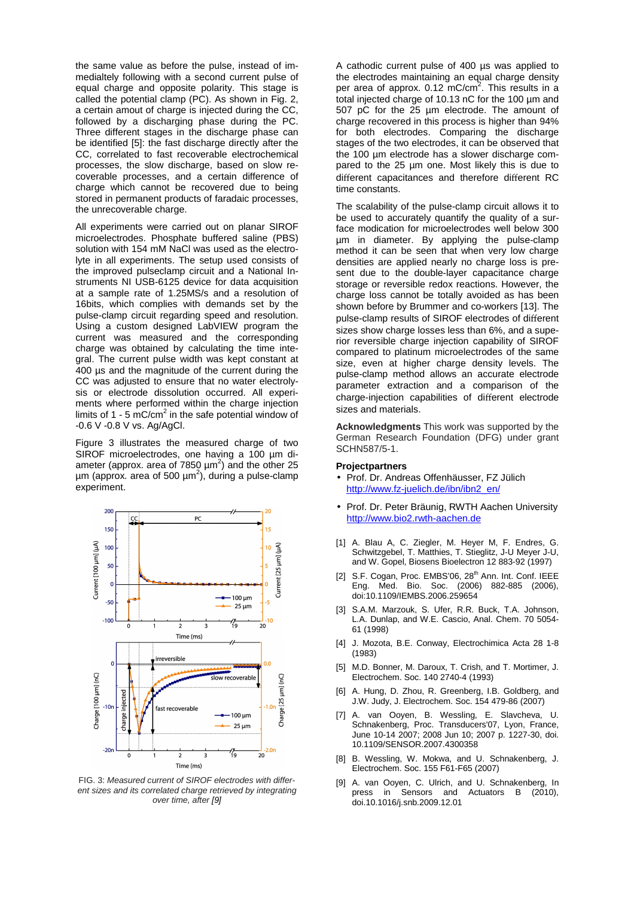the same value as before the pulse, instead of immedialtely following with a second current pulse of equal charge and opposite polarity. This stage is called the potential clamp (PC). As shown in Fig. 2, a certain amout of charge is injected during the CC, followed by a discharging phase during the PC. Three different stages in the discharge phase can be identified [5]: the fast discharge directly after the CC, correlated to fast recoverable electrochemical processes, the slow discharge, based on slow recoverable processes, and a certain difference of charge which cannot be recovered due to being stored in permanent products of faradaic processes, the unrecoverable charge.

All experiments were carried out on planar SIROF microelectrodes. Phosphate buffered saline (PBS) solution with 154 mM NaCl was used as the electrolyte in all experiments. The setup used consists of the improved pulseclamp circuit and a National Instruments NI USB-6125 device for data acquisition at a sample rate of 1.25MS/s and a resolution of 16bits, which complies with demands set by the pulse-clamp circuit regarding speed and resolution. Using a custom designed LabVIEW program the current was measured and the corresponding charge was obtained by calculating the time integral. The current pulse width was kept constant at 400 µs and the magnitude of the current during the CC was adjusted to ensure that no water electrolysis or electrode dissolution occurred. All experiments where performed within the charge injection limits of 1 - 5 mC/cm$^2$ in the safe potential window of -0.6 V -0.8 V vs. Ag/AgCl.

Figure 3 illustrates the measured charge of two SIROF microelectrodes, one having a 100 µm diameter (approx. area of 7850 µm$^2$) and the other 25 µm (approx. area of 500 µm$^2$), during a pulse-clamp experiment.

CC
PC
Current [100 µm] (µA)
Current [25 µm] (µA)
200
150
100
50
0
-50
-100
20
15
10
5
0
-5
-10
0
1
2
3
19
20
Time (ms)
100 µm
25 µm

irreversible
slow recoverable
fast recoverable
charge injected
Charge [100 µm] (nC)
Charge [25 µm] (nC)
0
-10n
-20n
0.0
-1.0n
-2.0n
0
1
2
3
19
20
Time (ms)
100 µm
25 µm

FIG. 3: *Measured current of SIROF electrodes with different sizes and its correlated charge retrieved by integrating over time, after [9]*

A cathodic current pulse of 400 µs was applied to the electrodes maintaining an equal charge density per area of approx. 0.12 mC/cm$^2$. This results in a total injected charge of 10.13 nC for the 100 µm and 507 pC for the 25 µm electrode. The amount of charge recovered in this process is higher than 94% for both electrodes. Comparing the discharge stages of the two electrodes, it can be observed that the 100 µm electrode has a slower discharge compared to the 25 µm one. Most likely this is due to different capacitances and therefore different RC time constants.

The scalability of the pulse-clamp circuit allows it to be used to accurately quantify the quality of a surface modication for microelectrodes well below 300 µm in diameter. By applying the pulse-clamp method it can be seen that when very low charge densities are applied nearly no charge loss is present due to the double-layer capacitance charge storage or reversible redox reactions. However, the charge loss cannot be totally avoided as has been shown before by Brummer and co-workers [13]. The pulse-clamp results of SIROF electrodes of different sizes show charge losses less than 6%, and a superior reversible charge injection capability of SIROF compared to platinum microelectrodes of the same size, even at higher charge density levels. The pulse-clamp method allows an accurate electrode parameter extraction and a comparison of the charge-injection capabilities of different electrode sizes and materials.

**Acknowledgments** This work was supported by the German Research Foundation (DFG) under grant SCHN587/5-1.

### Projectpartners

- Prof. Dr. Andreas Offenhäusser, FZ Jülich
  http://www.fz-juelich.de/ibn/ibn2_en/
- Prof. Dr. Peter Bräunig, RWTH Aachen University
  http://www.bio2.rwth-aachen.de

[1] A. Blau A, C. Ziegler, M. Heyer M, F. Endres, G. Schwitzgebel, T. Matthies, T. Stieglitz, J-U Meyer J-U, and W. Gopel, Biosens Bioelectron 12 883-92 (1997)

[2] S.F. Cogan, Proc. EMBS'06, 28th Ann. Int. Conf. IEEE Eng. Med. Bio. Soc. (2006) 882-885 (2006), doi:10.1109/IEMBS.2006.259654

[3] S.A.M. Marzouk, S. Ufer, R.R. Buck, T.A. Johnson, L.A. Dunlap, and W.E. Cascio, Anal. Chem. 70 5054-61 (1998)

[4] J. Mozota, B.E. Conway, Electrochimica Acta 28 1-8 (1983)

[5] M.D. Bonner, M. Daroux, T. Crish, and T. Mortimer, J. Electrochem. Soc. 140 2740-4 (1993)

[6] A. Hung, D. Zhou, R. Greenberg, I.B. Goldberg, and J.W. Judy, J. Electrochem. Soc. 154 479-86 (2007)

[7] A. van Ooyen, B. Wessling, E. Slavcheva, U. Schnakenberg, Proc. Transducers'07, Lyon, France, June 10-14 2007; 2008 Jun 10; 2007 p. 1227-30, doi. 10.1109/SENSOR.2007.4300358

[8] B. Wessling, W. Mokwa, and U. Schnakenberg, J. Electrochem. Soc. 155 F61-F65 (2007)

[9] A. van Ooyen, C. Ulrich, and U. Schnakenberg, In press in Sensors and Actuators B (2010), doi.10.1016/j.snb.2009.12.01